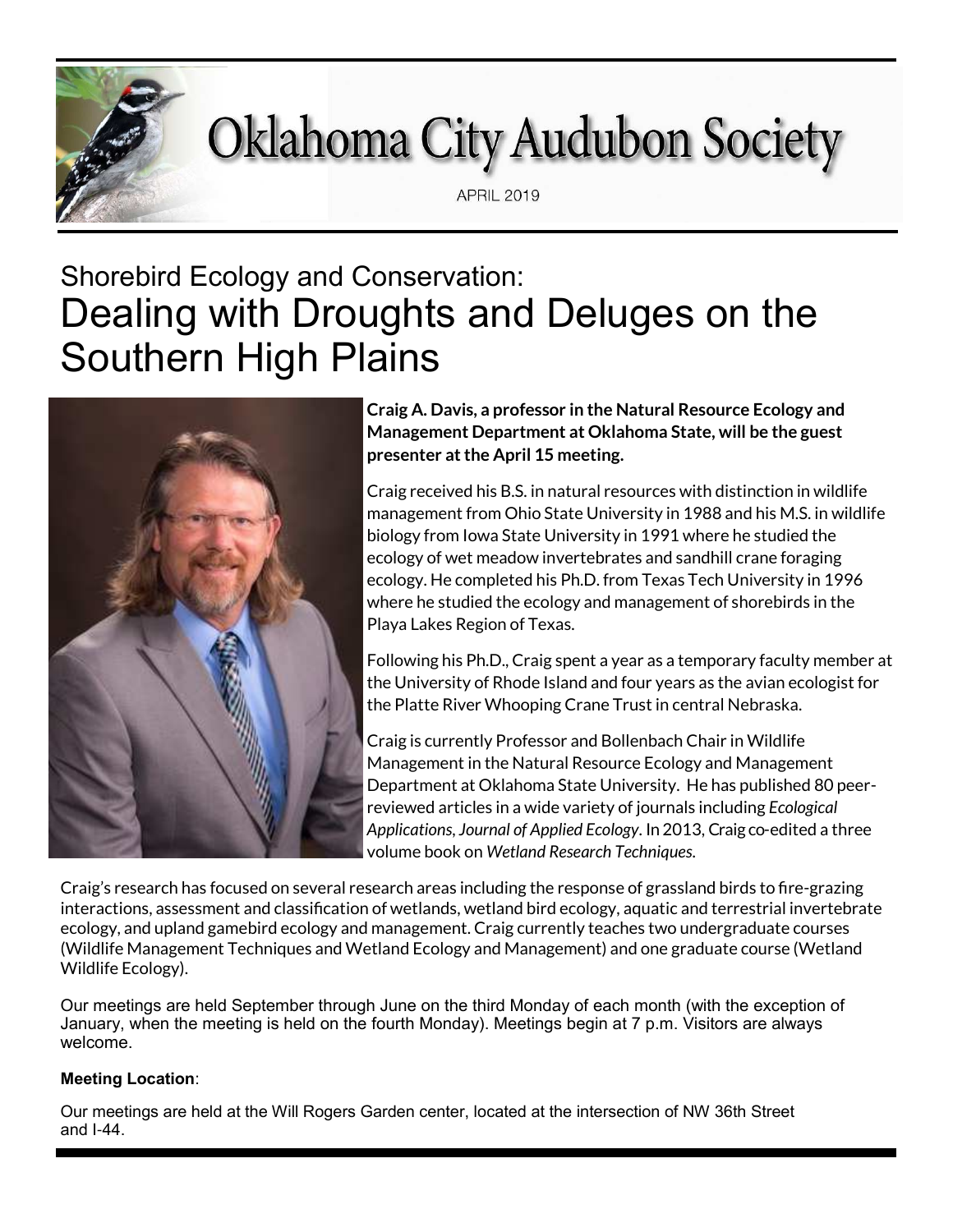# Oklahoma City Audubon Society

APRIL 2019

## Shorebird Ecology and Conservation: Dealing with Droughts and Deluges on the Southern High Plains

**Craig A. Davis, a professor in the Natural Resource Ecology and Management Department at Oklahoma State, will be the guest presenter at the April 15 meeting.**

Craig received his B.S. in natural resources with distinction in wildlife management from Ohio State University in 1988 and his M.S. in wildlife biology from Iowa State University in 1991 where he studied the ecology of wet meadow invertebrates and sandhill crane foraging ecology. He completed his Ph.D. from Texas Tech University in 1996 where he studied the ecology and management of shorebirds in the Playa Lakes Region of Texas.

Following his Ph.D., Craig spent a year as a temporary faculty member at the University of Rhode Island and four years as the avian ecologist for the Platte River Whooping Crane Trust in central Nebraska.

Craig is currently Professor and Bollenbach Chair in Wildlife Management in the Natural Resource Ecology and Management Department at Oklahoma State University. He has published 80 peer-reviewed articles in a wide variety of journals including *Ecological Applications*, *Journal of Applied Ecology*. In 2013, Craig co-edited a three volume book on *Wetland Research Techniques*.

Craig's research has focused on several research areas including the response of grassland birds to fire-grazing interactions, assessment and classification of wetlands, wetland bird ecology, aquatic and terrestrial invertebrate ecology, and upland gamebird ecology and management. Craig currently teaches two undergraduate courses (Wildlife Management Techniques and Wetland Ecology and Management) and one graduate course (Wetland Wildlife Ecology).

Our meetings are held September through June on the third Monday of each month (with the exception of January, when the meeting is held on the fourth Monday). Meetings begin at 7 p.m. Visitors are always welcome.

**Meeting Location**:

Our meetings are held at the Will Rogers Garden center, located at the intersection of NW 36th Street and I-44.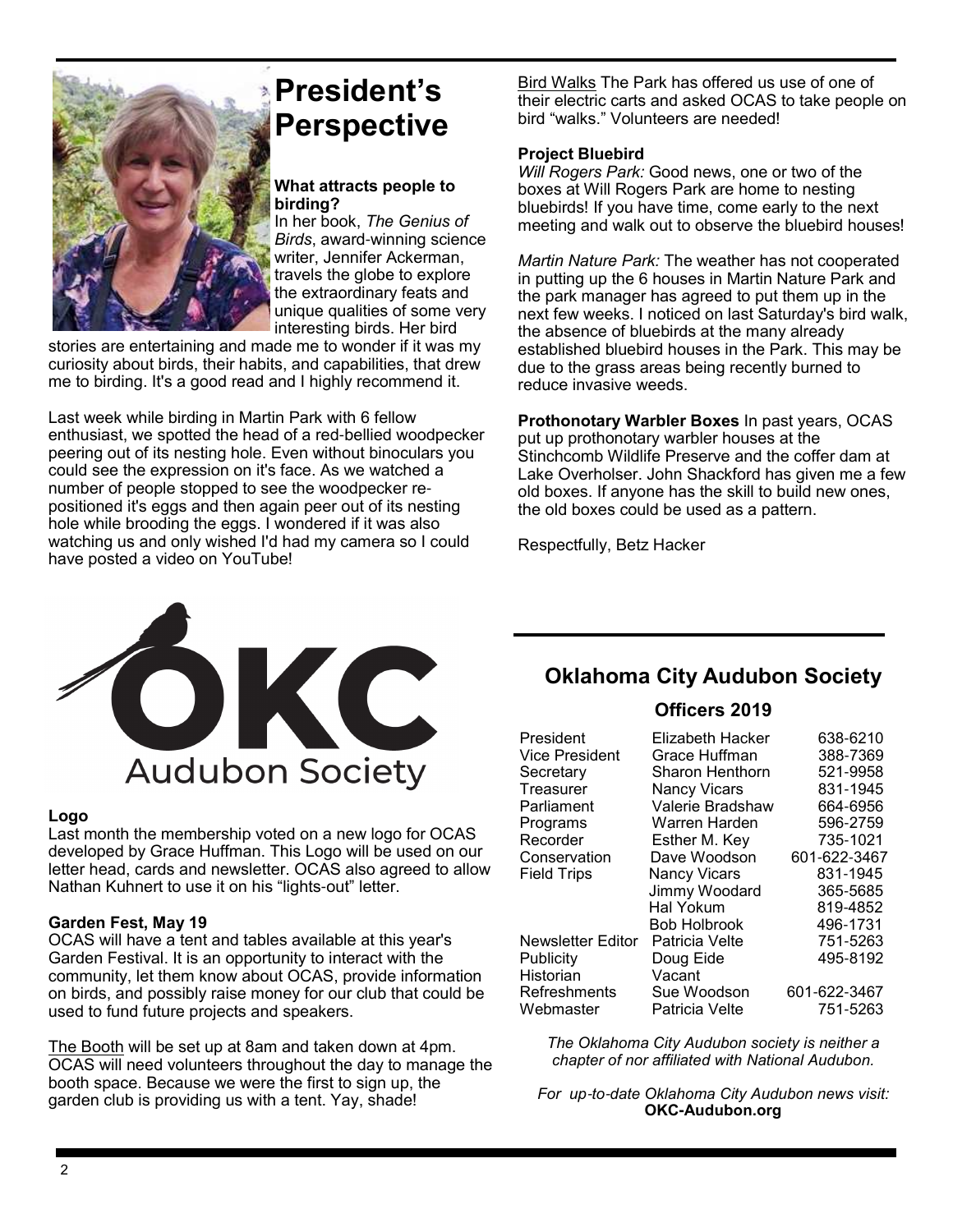# President's Perspective

**What attracts people to birding?**

In her book, *The Genius of Birds*, award-winning science writer, Jennifer Ackerman, travels the globe to explore the extraordinary feats and unique qualities of some very interesting birds. Her bird stories are entertaining and made me to wonder if it was my curiosity about birds, their habits, and capabilities, that drew me to birding. It's a good read and I highly recommend it.

Last week while birding in Martin Park with 6 fellow enthusiast, we spotted the head of a red-bellied woodpecker peering out of its nesting hole. Even without binoculars you could see the expression on it's face. As we watched a number of people stopped to see the woodpecker re-positioned it's eggs and then again peer out of its nesting hole while brooding the eggs. I wondered if it was also watching us and only wished I'd had my camera so I could have posted a video on YouTube!

**Logo**

Last month the membership voted on a new logo for OCAS developed by Grace Huffman. This Logo will be used on our letter head, cards and newsletter. OCAS also agreed to allow Nathan Kuhnert to use it on his "lights-out" letter.

**Garden Fest, May 19**

OCAS will have a tent and tables available at this year's Garden Festival. It is an opportunity to interact with the community, let them know about OCAS, provide information on birds, and possibly raise money for our club that could be used to fund future projects and speakers.

The Booth will be set up at 8am and taken down at 4pm. OCAS will need volunteers throughout the day to manage the booth space. Because we were the first to sign up, the garden club is providing us with a tent. Yay, shade!

Bird Walks The Park has offered us use of one of their electric carts and asked OCAS to take people on bird "walks." Volunteers are needed!

**Project Bluebird**

*Will Rogers Park:* Good news, one or two of the boxes at Will Rogers Park are home to nesting bluebirds! If you have time, come early to the next meeting and walk out to observe the bluebird houses!

*Martin Nature Park:* The weather has not cooperated in putting up the 6 houses in Martin Nature Park and the park manager has agreed to put them up in the next few weeks. I noticed on last Saturday's bird walk, the absence of bluebirds at the many already established bluebird houses in the Park. This may be due to the grass areas being recently burned to reduce invasive weeds.

**Prothonotary Warbler Boxes** In past years, OCAS put up prothonotary warbler houses at the Stinchcomb Wildlife Preserve and the coffer dam at Lake Overholser. John Shackford has given me a few old boxes. If anyone has the skill to build new ones, the old boxes could be used as a pattern.

Respectfully, Betz Hacker

## Oklahoma City Audubon Society

### Officers 2019

| | | |
|---|---|---|
| President | Elizabeth Hacker | 638-6210 |
| Vice President | Grace Huffman | 388-7369 |
| Secretary | Sharon Henthorn | 521-9958 |
| Treasurer | Nancy Vicars | 831-1945 |
| Parliament | Valerie Bradshaw | 664-6956 |
| Programs | Warren Harden | 596-2759 |
| Recorder | Esther M. Key | 735-1021 |
| Conservation | Dave Woodson | 601-622-3467 |
| Field Trips | Nancy Vicars | 831-1945 |
| | Jimmy Woodard | 365-5685 |
| | Hal Yokum | 819-4852 |
| | Bob Holbrook | 496-1731 |
| Newsletter Editor | Patricia Velte | 751-5263 |
| Publicity | Doug Eide | 495-8192 |
| Historian | Vacant | |
| Refreshments | Sue Woodson | 601-622-3467 |
| Webmaster | Patricia Velte | 751-5263 |

*The Oklahoma City Audubon society is neither a chapter of nor affiliated with National Audubon.*

*For up-to-date Oklahoma City Audubon news visit:* **OKC-Audubon.org**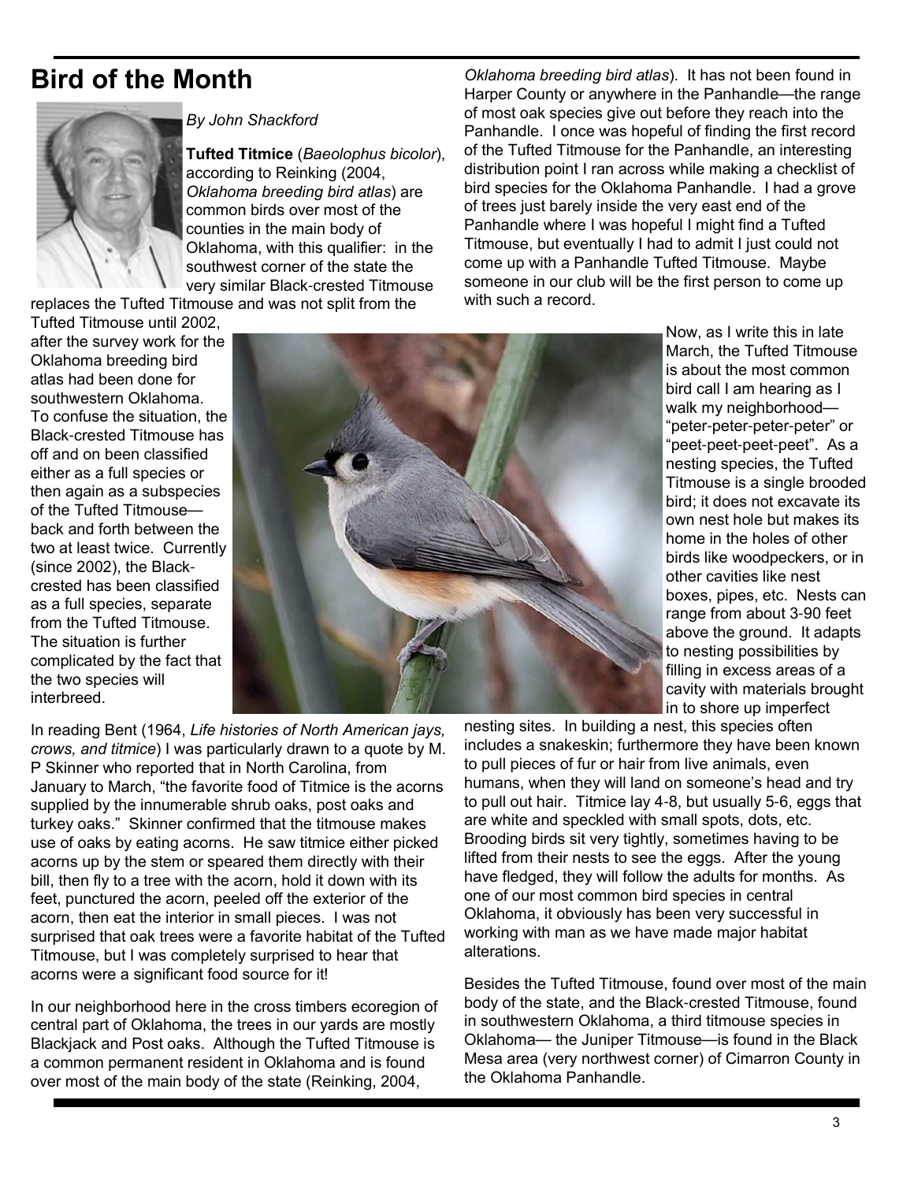# Bird of the Month

*By John Shackford*

**Tufted Titmice** (*Baeolophus bicolor*), according to Reinking (2004, *Oklahoma breeding bird atlas*) are common birds over most of the counties in the main body of Oklahoma, with this qualifier: in the southwest corner of the state the very similar Black-crested Titmouse replaces the Tufted Titmouse and was not split from the Tufted Titmouse until 2002, after the survey work for the Oklahoma breeding bird atlas had been done for southwestern Oklahoma. To confuse the situation, the Black-crested Titmouse has off and on been classified either as a full species or then again as a subspecies of the Tufted Titmouse—back and forth between the two at least twice. Currently (since 2002), the Black-crested has been classified as a full species, separate from the Tufted Titmouse. The situation is further complicated by the fact that the two species will interbreed.

In reading Bent (1964, *Life histories of North American jays, crows, and titmice*) I was particularly drawn to a quote by M. P Skinner who reported that in North Carolina, from January to March, "the favorite food of Titmice is the acorns supplied by the innumerable shrub oaks, post oaks and turkey oaks." Skinner confirmed that the titmouse makes use of oaks by eating acorns. He saw titmice either picked acorns up by the stem or speared them directly with their bill, then fly to a tree with the acorn, hold it down with its feet, punctured the acorn, peeled off the exterior of the acorn, then eat the interior in small pieces. I was not surprised that oak trees were a favorite habitat of the Tufted Titmouse, but I was completely surprised to hear that acorns were a significant food source for it!

In our neighborhood here in the cross timbers ecoregion of central part of Oklahoma, the trees in our yards are mostly Blackjack and Post oaks. Although the Tufted Titmouse is a common permanent resident in Oklahoma and is found over most of the main body of the state (Reinking, 2004, *Oklahoma breeding bird atlas*). It has not been found in Harper County or anywhere in the Panhandle—the range of most oak species give out before they reach into the Panhandle. I once was hopeful of finding the first record of the Tufted Titmouse for the Panhandle, an interesting distribution point I ran across while making a checklist of bird species for the Oklahoma Panhandle. I had a grove of trees just barely inside the very east end of the Panhandle where I was hopeful I might find a Tufted Titmouse, but eventually I had to admit I just could not come up with a Panhandle Tufted Titmouse. Maybe someone in our club will be the first person to come up with such a record.

Now, as I write this in late March, the Tufted Titmouse is about the most common bird call I am hearing as I walk my neighborhood—"peter-peter-peter-peter" or "peet-peet-peet-peet". As a nesting species, the Tufted Titmouse is a single brooded bird; it does not excavate its own nest hole but makes its home in the holes of other birds like woodpeckers, or in other cavities like nest boxes, pipes, etc. Nests can range from about 3-90 feet above the ground. It adapts to nesting possibilities by filling in excess areas of a cavity with materials brought in to shore up imperfect nesting sites. In building a nest, this species often includes a snakeskin; furthermore they have been known to pull pieces of fur or hair from live animals, even humans, when they will land on someone's head and try to pull out hair. Titmice lay 4-8, but usually 5-6, eggs that are white and speckled with small spots, dots, etc. Brooding birds sit very tightly, sometimes having to be lifted from their nests to see the eggs. After the young have fledged, they will follow the adults for months. As one of our most common bird species in central Oklahoma, it obviously has been very successful in working with man as we have made major habitat alterations.

Besides the Tufted Titmouse, found over most of the main body of the state, and the Black-crested Titmouse, found in southwestern Oklahoma, a third titmouse species in Oklahoma— the Juniper Titmouse—is found in the Black Mesa area (very northwest corner) of Cimarron County in the Oklahoma Panhandle.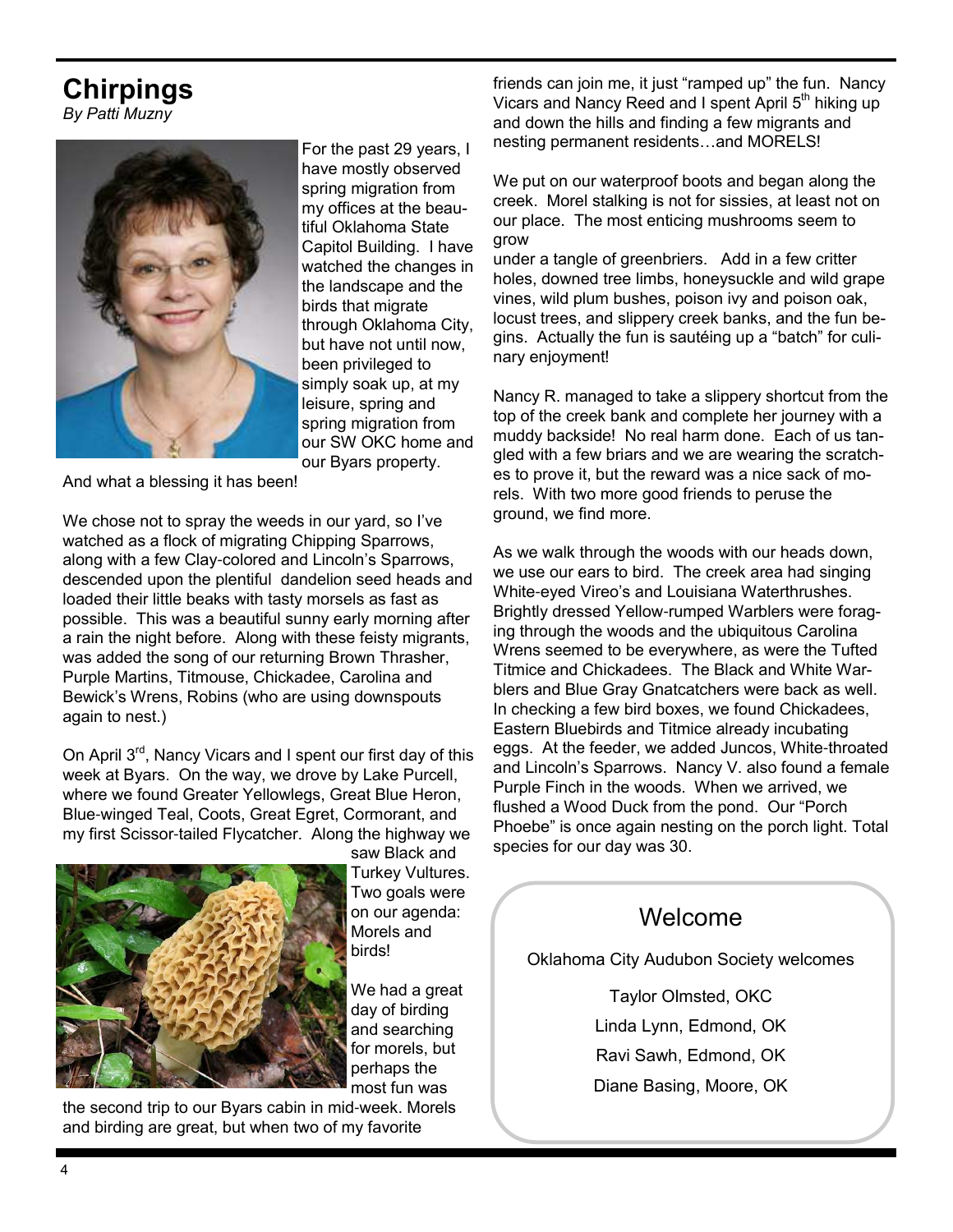# Chirpings

*By Patti Muzny*

For the past 29 years, I have mostly observed spring migration from my offices at the beautiful Oklahoma State Capitol Building. I have watched the changes in the landscape and the birds that migrate through Oklahoma City, but have not until now, been privileged to simply soak up, at my leisure, spring and spring migration from our SW OKC home and our Byars property. And what a blessing it has been!

We chose not to spray the weeds in our yard, so I've watched as a flock of migrating Chipping Sparrows, along with a few Clay-colored and Lincoln's Sparrows, descended upon the plentiful dandelion seed heads and loaded their little beaks with tasty morsels as fast as possible. This was a beautiful sunny early morning after a rain the night before. Along with these feisty migrants, was added the song of our returning Brown Thrasher, Purple Martins, Titmouse, Chickadee, Carolina and Bewick's Wrens, Robins (who are using downspouts again to nest.)

On April 3rd, Nancy Vicars and I spent our first day of this week at Byars. On the way, we drove by Lake Purcell, where we found Greater Yellowlegs, Great Blue Heron, Blue-winged Teal, Coots, Great Egret, Cormorant, and my first Scissor-tailed Flycatcher. Along the highway we saw Black and Turkey Vultures. Two goals were on our agenda: Morels and birds!

We had a great day of birding and searching for morels, but perhaps the most fun was the second trip to our Byars cabin in mid-week. Morels and birding are great, but when two of my favorite friends can join me, it just "ramped up" the fun. Nancy Vicars and Nancy Reed and I spent April 5th hiking up and down the hills and finding a few migrants and nesting permanent residents…and MORELS!

We put on our waterproof boots and began along the creek. Morel stalking is not for sissies, at least not on our place. The most enticing mushrooms seem to grow under a tangle of greenbriers. Add in a few critter holes, downed tree limbs, honeysuckle and wild grape vines, wild plum bushes, poison ivy and poison oak, locust trees, and slippery creek banks, and the fun begins. Actually the fun is sautéing up a "batch" for culinary enjoyment!

Nancy R. managed to take a slippery shortcut from the top of the creek bank and complete her journey with a muddy backside! No real harm done. Each of us tangled with a few briars and we are wearing the scratches to prove it, but the reward was a nice sack of morels. With two more good friends to peruse the ground, we find more.

As we walk through the woods with our heads down, we use our ears to bird. The creek area had singing White-eyed Vireo's and Louisiana Waterthrushes. Brightly dressed Yellow-rumped Warblers were foraging through the woods and the ubiquitous Carolina Wrens seemed to be everywhere, as were the Tufted Titmice and Chickadees. The Black and White Warblers and Blue Gray Gnatcatchers were back as well. In checking a few bird boxes, we found Chickadees, Eastern Bluebirds and Titmice already incubating eggs. At the feeder, we added Juncos, White-throated and Lincoln's Sparrows. Nancy V. also found a female Purple Finch in the woods. When we arrived, we flushed a Wood Duck from the pond. Our "Porch Phoebe" is once again nesting on the porch light. Total species for our day was 30.

## Welcome

Oklahoma City Audubon Society welcomes

Taylor Olmsted, OKC

Linda Lynn, Edmond, OK

Ravi Sawh, Edmond, OK

Diane Basing, Moore, OK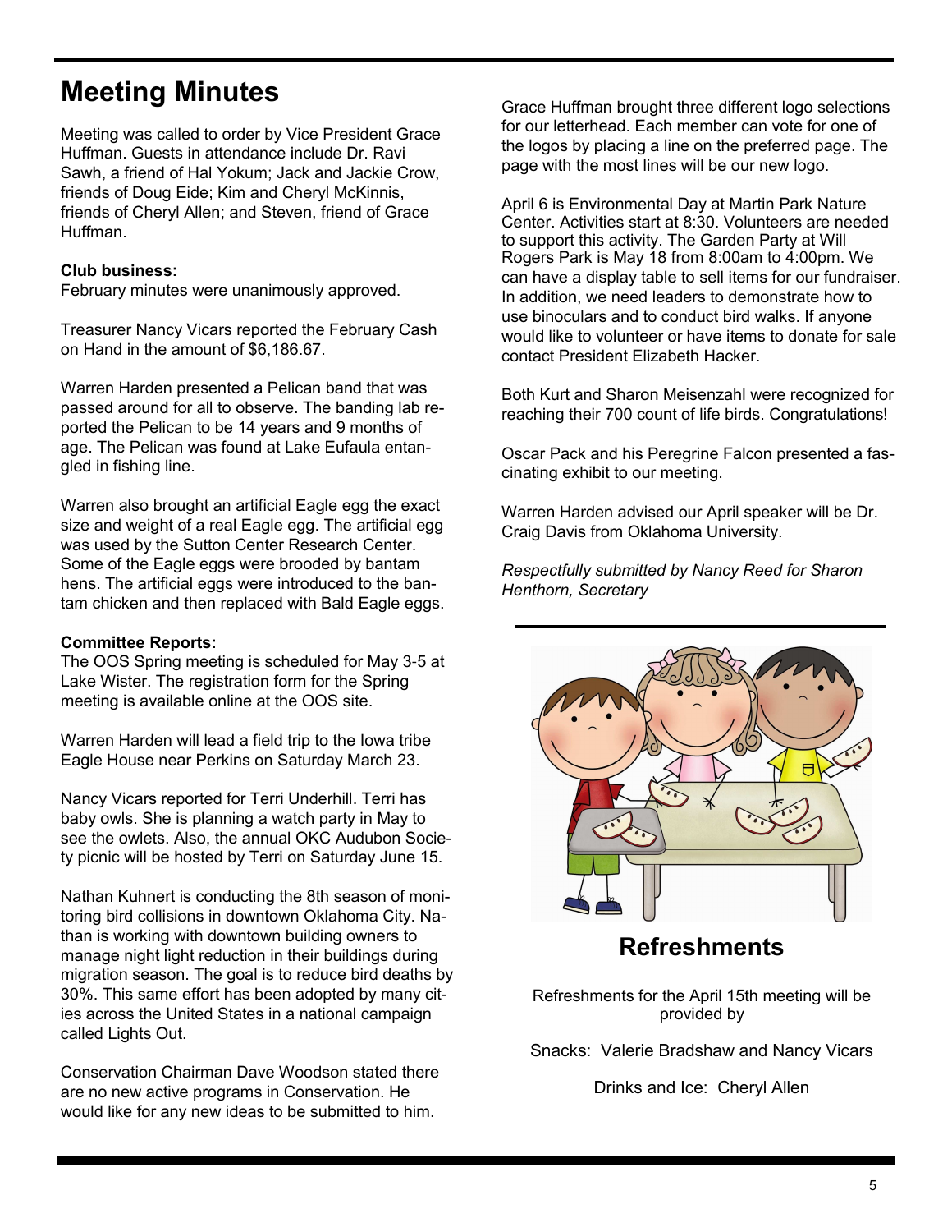# Meeting Minutes

Meeting was called to order by Vice President Grace Huffman. Guests in attendance include Dr. Ravi Sawh, a friend of Hal Yokum; Jack and Jackie Crow, friends of Doug Eide; Kim and Cheryl McKinnis, friends of Cheryl Allen; and Steven, friend of Grace Huffman.

**Club business:**
February minutes were unanimously approved.

Treasurer Nancy Vicars reported the February Cash on Hand in the amount of $6,186.67.

Warren Harden presented a Pelican band that was passed around for all to observe. The banding lab reported the Pelican to be 14 years and 9 months of age. The Pelican was found at Lake Eufaula entangled in fishing line.

Warren also brought an artificial Eagle egg the exact size and weight of a real Eagle egg. The artificial egg was used by the Sutton Center Research Center. Some of the Eagle eggs were brooded by bantam hens. The artificial eggs were introduced to the bantam chicken and then replaced with Bald Eagle eggs.

**Committee Reports:**
The OOS Spring meeting is scheduled for May 3-5 at Lake Wister. The registration form for the Spring meeting is available online at the OOS site.

Warren Harden will lead a field trip to the Iowa tribe Eagle House near Perkins on Saturday March 23.

Nancy Vicars reported for Terri Underhill. Terri has baby owls. She is planning a watch party in May to see the owlets. Also, the annual OKC Audubon Society picnic will be hosted by Terri on Saturday June 15.

Nathan Kuhnert is conducting the 8th season of monitoring bird collisions in downtown Oklahoma City. Nathan is working with downtown building owners to manage night light reduction in their buildings during migration season. The goal is to reduce bird deaths by 30%. This same effort has been adopted by many cities across the United States in a national campaign called Lights Out.

Conservation Chairman Dave Woodson stated there are no new active programs in Conservation. He would like for any new ideas to be submitted to him.

Grace Huffman brought three different logo selections for our letterhead. Each member can vote for one of the logos by placing a line on the preferred page. The page with the most lines will be our new logo.

April 6 is Environmental Day at Martin Park Nature Center. Activities start at 8:30. Volunteers are needed to support this activity. The Garden Party at Will Rogers Park is May 18 from 8:00am to 4:00pm. We can have a display table to sell items for our fundraiser. In addition, we need leaders to demonstrate how to use binoculars and to conduct bird walks. If anyone would like to volunteer or have items to donate for sale contact President Elizabeth Hacker.

Both Kurt and Sharon Meisenzahl were recognized for reaching their 700 count of life birds. Congratulations!

Oscar Pack and his Peregrine Falcon presented a fascinating exhibit to our meeting.

Warren Harden advised our April speaker will be Dr. Craig Davis from Oklahoma University.

*Respectfully submitted by Nancy Reed for Sharon Henthorn, Secretary*

## Refreshments

Refreshments for the April 15th meeting will be provided by

Snacks: Valerie Bradshaw and Nancy Vicars

Drinks and Ice: Cheryl Allen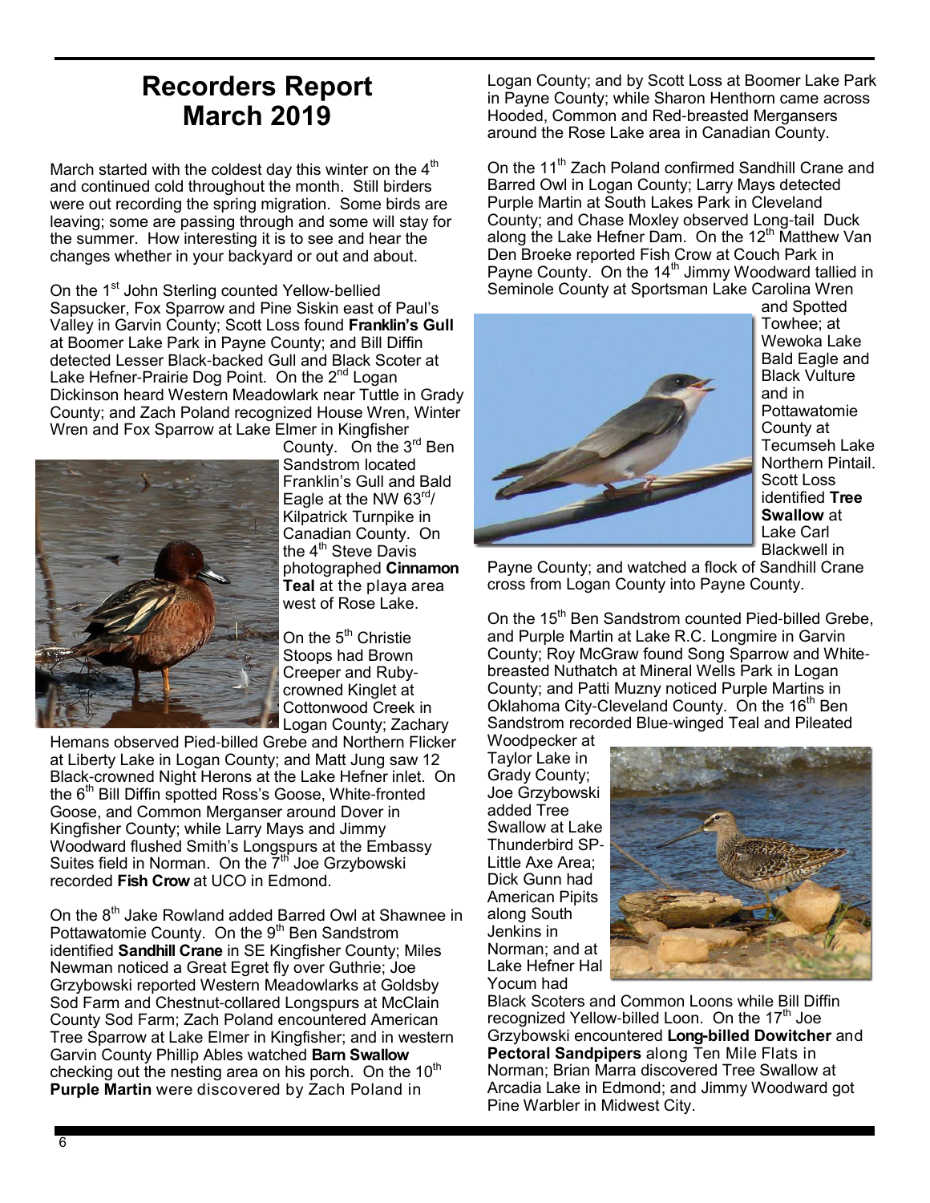# Recorders Report
# March 2019

March started with the coldest day this winter on the 4th and continued cold throughout the month. Still birders were out recording the spring migration. Some birds are leaving; some are passing through and some will stay for the summer. How interesting it is to see and hear the changes whether in your backyard or out and about.

On the 1st John Sterling counted Yellow-bellied Sapsucker, Fox Sparrow and Pine Siskin east of Paul's Valley in Garvin County; Scott Loss found **Franklin's Gull** at Boomer Lake Park in Payne County; and Bill Diffin detected Lesser Black-backed Gull and Black Scoter at Lake Hefner-Prairie Dog Point. On the 2nd Logan Dickinson heard Western Meadowlark near Tuttle in Grady County; and Zach Poland recognized House Wren, Winter Wren and Fox Sparrow at Lake Elmer in Kingfisher County. On the 3rd Ben Sandstrom located Franklin's Gull and Bald Eagle at the NW 63rd/ Kilpatrick Turnpike in Canadian County. On the 4th Steve Davis photographed **Cinnamon Teal** at the playa area west of Rose Lake.

On the 5th Christie Stoops had Brown Creeper and Ruby-crowned Kinglet at Cottonwood Creek in Logan County; Zachary Hemans observed Pied-billed Grebe and Northern Flicker at Liberty Lake in Logan County; and Matt Jung saw 12 Black-crowned Night Herons at the Lake Hefner inlet. On the 6th Bill Diffin spotted Ross's Goose, White-fronted Goose, and Common Merganser around Dover in Kingfisher County; while Larry Mays and Jimmy Woodward flushed Smith's Longspurs at the Embassy Suites field in Norman. On the 7th Joe Grzybowski recorded **Fish Crow** at UCO in Edmond.

On the 8th Jake Rowland added Barred Owl at Shawnee in Pottawatomie County. On the 9th Ben Sandstrom identified **Sandhill Crane** in SE Kingfisher County; Miles Newman noticed a Great Egret fly over Guthrie; Joe Grzybowski reported Western Meadowlarks at Goldsby Sod Farm and Chestnut-collared Longspurs at McClain County Sod Farm; Zach Poland encountered American Tree Sparrow at Lake Elmer in Kingfisher; and in western Garvin County Phillip Ables watched **Barn Swallow** checking out the nesting area on his porch. On the 10th **Purple Martin** were discovered by Zach Poland in Logan County; and by Scott Loss at Boomer Lake Park in Payne County; while Sharon Henthorn came across Hooded, Common and Red-breasted Mergansers around the Rose Lake area in Canadian County.

On the 11th Zach Poland confirmed Sandhill Crane and Barred Owl in Logan County; Larry Mays detected Purple Martin at South Lakes Park in Cleveland County; and Chase Moxley observed Long-tail Duck along the Lake Hefner Dam. On the 12th Matthew Van Den Broeke reported Fish Crow at Couch Park in Payne County. On the 14th Jimmy Woodward tallied in Seminole County at Sportsman Lake Carolina Wren and Spotted Towhee; at Wewoka Lake Bald Eagle and Black Vulture and in Pottawatomie County at Tecumseh Lake Northern Pintail. Scott Loss identified **Tree Swallow** at Lake Carl Blackwell in Payne County; and watched a flock of Sandhill Crane cross from Logan County into Payne County.

On the 15th Ben Sandstrom counted Pied-billed Grebe, and Purple Martin at Lake R.C. Longmire in Garvin County; Roy McGraw found Song Sparrow and White-breasted Nuthatch at Mineral Wells Park in Logan County; and Patti Muzny noticed Purple Martins in Oklahoma City-Cleveland County. On the 16th Ben Sandstrom recorded Blue-winged Teal and Pileated Woodpecker at Taylor Lake in Grady County; Joe Grzybowski added Tree Swallow at Lake Thunderbird SP-Little Axe Area; Dick Gunn had American Pipits along South Jenkins in Norman; and at Lake Hefner Hal Yocum had Black Scoters and Common Loons while Bill Diffin recognized Yellow-billed Loon. On the 17th Joe Grzybowski encountered **Long-billed Dowitcher** and **Pectoral Sandpipers** along Ten Mile Flats in Norman; Brian Marra discovered Tree Swallow at Arcadia Lake in Edmond; and Jimmy Woodward got Pine Warbler in Midwest City.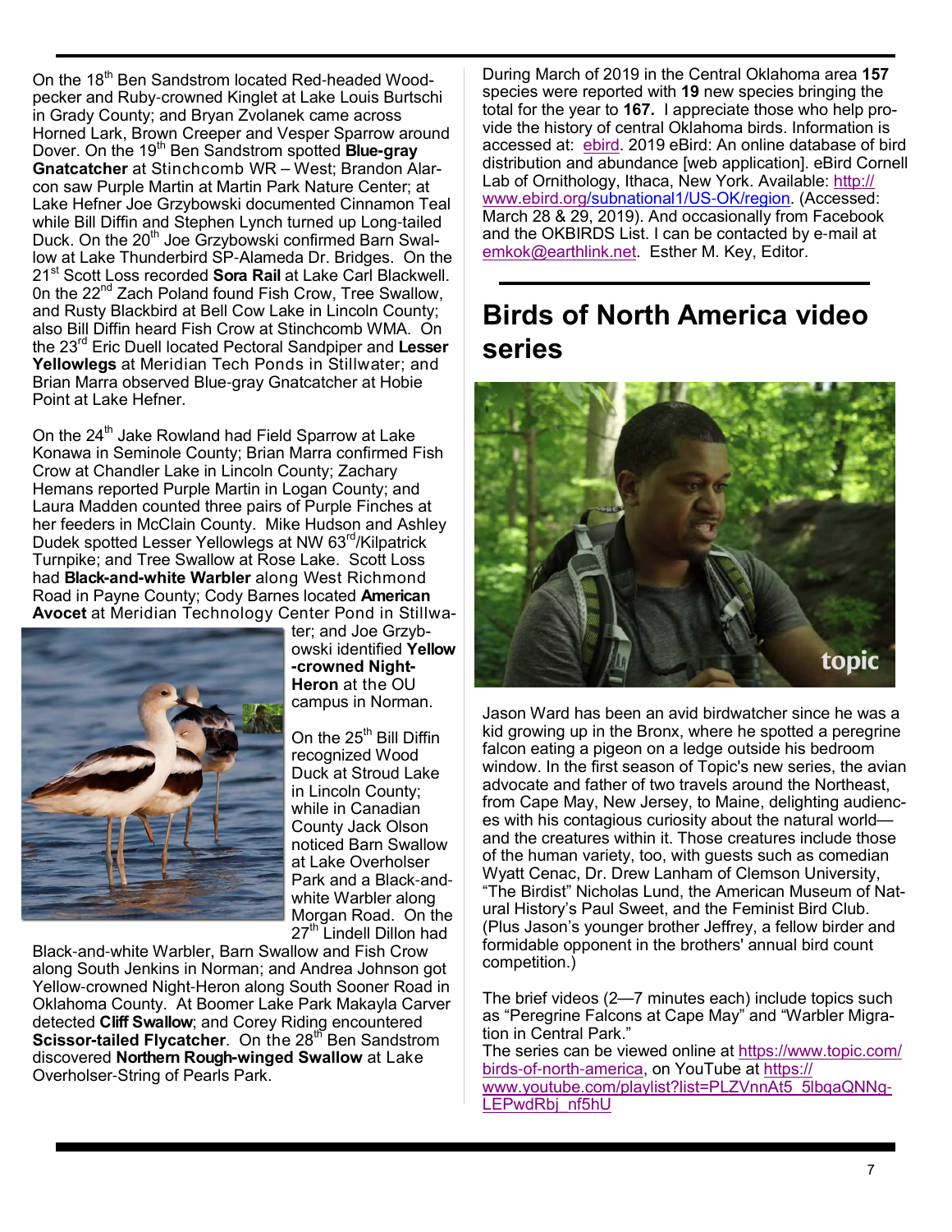On the 18th Ben Sandstrom located Red-headed Woodpecker and Ruby-crowned Kinglet at Lake Louis Burtschi in Grady County; and Bryan Zvolanek came across Horned Lark, Brown Creeper and Vesper Sparrow around Dover. On the 19th Ben Sandstrom spotted **Blue-gray Gnatcatcher** at Stinchcomb WR – West; Brandon Alarcon saw Purple Martin at Martin Park Nature Center; at Lake Hefner Joe Grzybowski documented Cinnamon Teal while Bill Diffin and Stephen Lynch turned up Long-tailed Duck. On the 20th Joe Grzybowski confirmed Barn Swallow at Lake Thunderbird SP-Alameda Dr. Bridges. On the 21st Scott Loss recorded **Sora Rail** at Lake Carl Blackwell. 0n the 22nd Zach Poland found Fish Crow, Tree Swallow, and Rusty Blackbird at Bell Cow Lake in Lincoln County; also Bill Diffin heard Fish Crow at Stinchcomb WMA. On the 23rd Eric Duell located Pectoral Sandpiper and **Lesser Yellowlegs** at Meridian Tech Ponds in Stillwater; and Brian Marra observed Blue-gray Gnatcatcher at Hobie Point at Lake Hefner.

On the 24th Jake Rowland had Field Sparrow at Lake Konawa in Seminole County; Brian Marra confirmed Fish Crow at Chandler Lake in Lincoln County; Zachary Hemans reported Purple Martin in Logan County; and Laura Madden counted three pairs of Purple Finches at her feeders in McClain County. Mike Hudson and Ashley Dudek spotted Lesser Yellowlegs at NW 63rd/Kilpatrick Turnpike; and Tree Swallow at Rose Lake. Scott Loss had **Black-and-white Warbler** along West Richmond Road in Payne County; Cody Barnes located **American Avocet** at Meridian Technology Center Pond in Stillwater; and Joe Grzybowski identified **Yellow-crowned Night-Heron** at the OU campus in Norman.

On the 25th Bill Diffin recognized Wood Duck at Stroud Lake in Lincoln County; while in Canadian County Jack Olson noticed Barn Swallow at Lake Overholser Park and a Black-and-white Warbler along Morgan Road. On the 27th Lindell Dillon had Black-and-white Warbler, Barn Swallow and Fish Crow along South Jenkins in Norman; and Andrea Johnson got Yellow-crowned Night-Heron along South Sooner Road in Oklahoma County. At Boomer Lake Park Makayla Carver detected **Cliff Swallow**; and Corey Riding encountered **Scissor-tailed Flycatcher**. On the 28th Ben Sandstrom discovered **Northern Rough-winged Swallow** at Lake Overholser-String of Pearls Park.

During March of 2019 in the Central Oklahoma area **157** species were reported with **19** new species bringing the total for the year to **167.** I appreciate those who help provide the history of central Oklahoma birds. Information is accessed at: ebird. 2019 eBird: An online database of bird distribution and abundance [web application]. eBird Cornell Lab of Ornithology, Ithaca, New York. Available: http://www.ebird.org/subnational1/US-OK/region. (Accessed: March 28 & 29, 2019). And occasionally from Facebook and the OKBIRDS List. I can be contacted by e-mail at emkok@earthlink.net. Esther M. Key, Editor.

## Birds of North America video series

Jason Ward has been an avid birdwatcher since he was a kid growing up in the Bronx, where he spotted a peregrine falcon eating a pigeon on a ledge outside his bedroom window. In the first season of Topic's new series, the avian advocate and father of two travels around the Northeast, from Cape May, New Jersey, to Maine, delighting audiences with his contagious curiosity about the natural world—and the creatures within it. Those creatures include those of the human variety, too, with guests such as comedian Wyatt Cenac, Dr. Drew Lanham of Clemson University, "The Birdist" Nicholas Lund, the American Museum of Natural History's Paul Sweet, and the Feminist Bird Club. (Plus Jason's younger brother Jeffrey, a fellow birder and formidable opponent in the brothers' annual bird count competition.)

The brief videos (2—7 minutes each) include topics such as "Peregrine Falcons at Cape May" and "Warbler Migration in Central Park."
The series can be viewed online at https://www.topic.com/birds-of-north-america, on YouTube at https://www.youtube.com/playlist?list=PLZVnnAt5_5lbqaQNNg-LEPwdRbj_nf5hU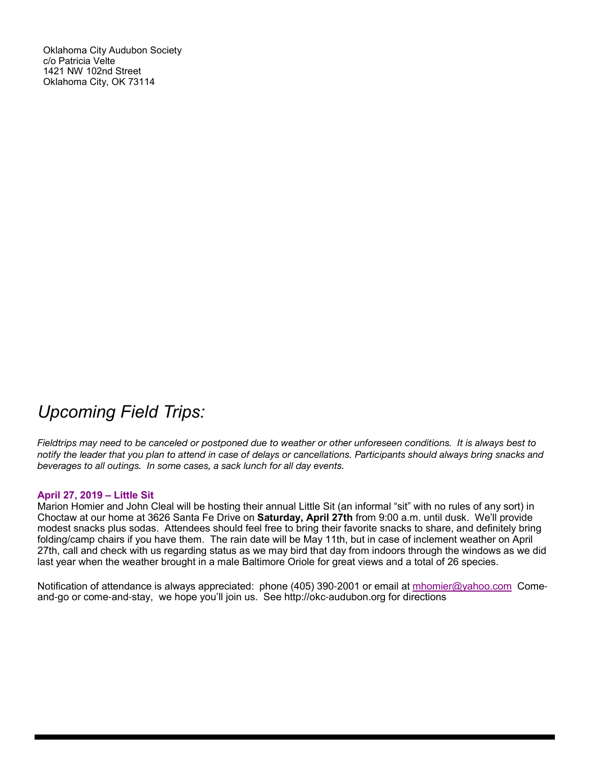Oklahoma City Audubon Society
c/o Patricia Velte
1421 NW 102nd Street
Oklahoma City, OK 73114

## *Upcoming Field Trips:*

*Fieldtrips may need to be canceled or postponed due to weather or other unforeseen conditions. It is always best to notify the leader that you plan to attend in case of delays or cancellations. Participants should always bring snacks and beverages to all outings. In some cases, a sack lunch for all day events.*

**April 27, 2019 – Little Sit**

Marion Homier and John Cleal will be hosting their annual Little Sit (an informal "sit" with no rules of any sort) in Choctaw at our home at 3626 Santa Fe Drive on **Saturday, April 27th** from 9:00 a.m. until dusk. We'll provide modest snacks plus sodas. Attendees should feel free to bring their favorite snacks to share, and definitely bring folding/camp chairs if you have them. The rain date will be May 11th, but in case of inclement weather on April 27th, call and check with us regarding status as we may bird that day from indoors through the windows as we did last year when the weather brought in a male Baltimore Oriole for great views and a total of 26 species.

Notification of attendance is always appreciated: phone (405) 390-2001 or email at mhomier@yahoo.com Come-and-go or come-and-stay, we hope you'll join us. See http://okc-audubon.org for directions